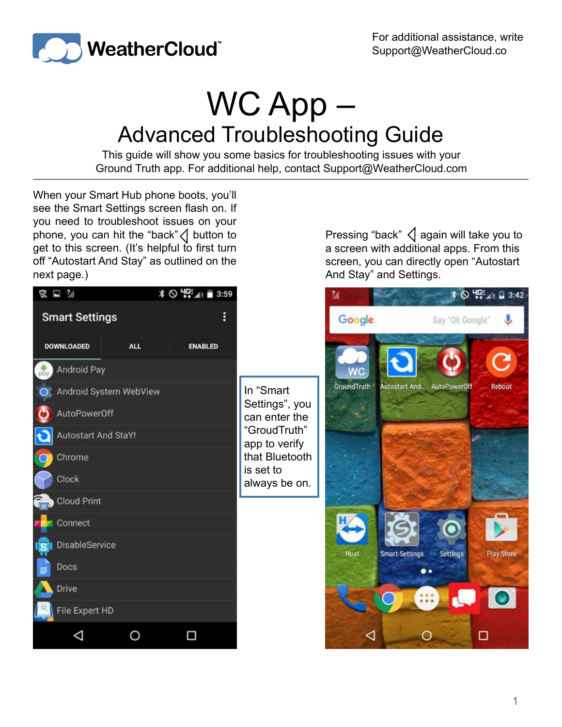WeatherCloud™

For additional assistance, write Support@WeatherCloud.co

# WC App – Advanced Troubleshooting Guide

This guide will show you some basics for troubleshooting issues with your Ground Truth app. For additional help, contact Support@WeatherCloud.com

When your Smart Hub phone boots, you'll see the Smart Settings screen flash on. If you need to troubleshoot issues on your phone, you can hit the "back" ◁ button to get to this screen. (It's helpful to first turn off "Autostart And Stay" as outlined on the next page.)

In "Smart Settings", you can enter the "GroudTruth" app to verify that Bluetooth is set to always be on.

Pressing "back" ◁ again will take you to a screen with additional apps. From this screen, you can directly open "Autostart And Stay" and Settings.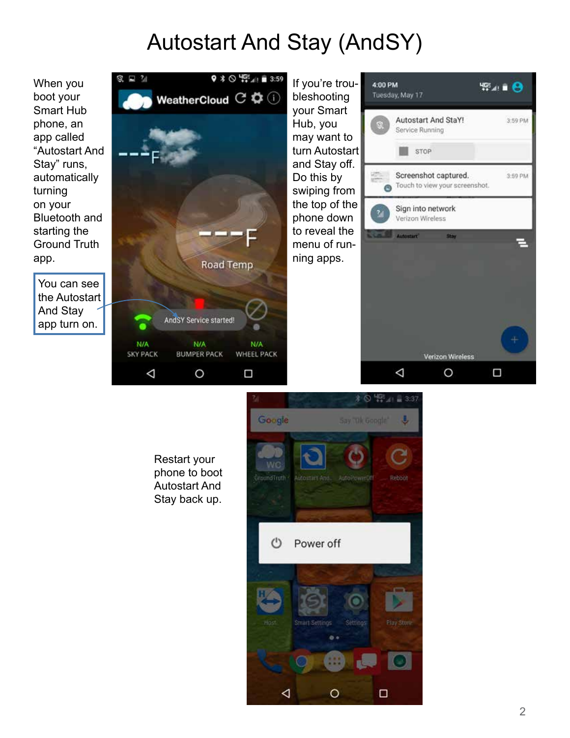# Autostart And Stay (AndSY)

When you boot your Smart Hub phone, an app called "Autostart And Stay" runs, automatically turning on your Bluetooth and starting the Ground Truth app.

You can see the Autostart And Stay app turn on.

If you're troubleshooting your Smart Hub, you may want to turn Autostart and Stay off. Do this by swiping from the top of the phone down to reveal the menu of running apps.

Restart your phone to boot Autostart And Stay back up.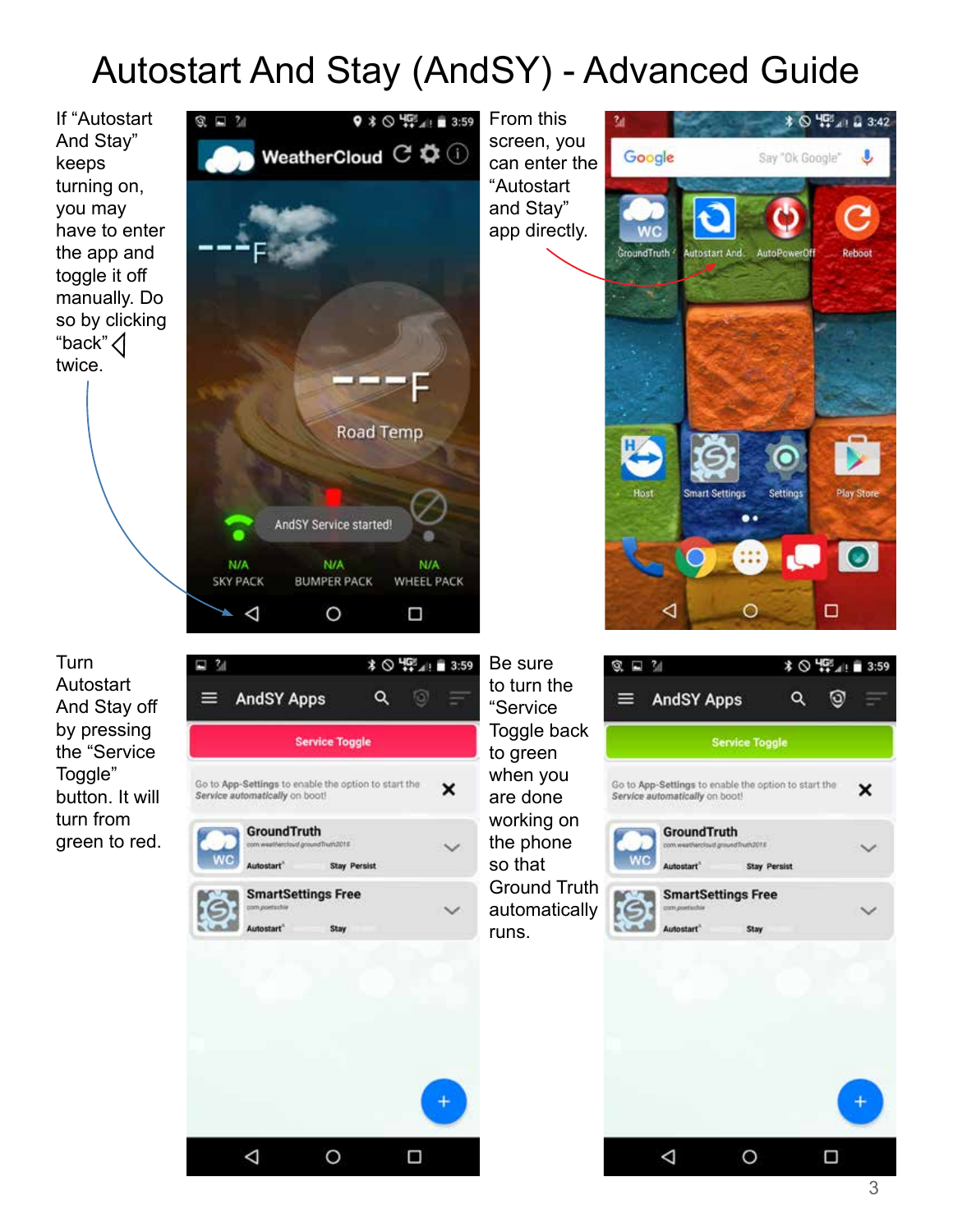# Autostart And Stay (AndSY) - Advanced Guide

If “Autostart And Stay” keeps turning on, you may have to enter the app and toggle it off manually. Do so by clicking “back” ◁ twice.

From this screen, you can enter the “Autostart and Stay” app directly.

Turn Autostart And Stay off by pressing the “Service Toggle” button. It will turn from green to red.

Be sure to turn the “Service Toggle back to green when you are done working on the phone so that Ground Truth automatically runs.